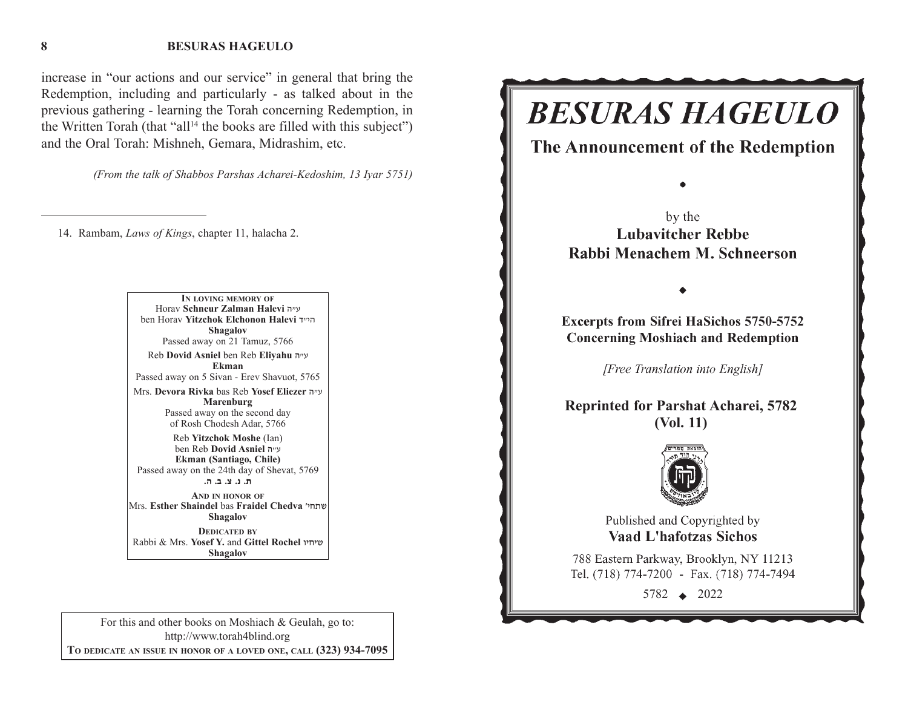increase in "our actions and our service" in general that bring the Redemption, including and particularly - as talked about in the previous gathering - learning the Torah concerning Redemption, in the Written Torah (that "all[14] the books are filled with this subject") and the Oral Torah: Mishneh, Gemara, Midrashim, etc.

*(From the talk of Shabbos Parshas Acharei-Kedoshim, 13 Iyar 5751)*

---

14. Rambam, *Laws of Kings*, chapter 11, halacha 2.

**In loving memory of**
Horav **Schneur Zalman Halevi** ע״ה
ben Horav **Yitzchok Elchonon Halevi** הי״ד
**Shagalov**
Passed away on 21 Tamuz, 5766

Reb **Dovid Asniel** ben Reb **Eliyahu** ע״ה
**Ekman**
Passed away on 5 Sivan - Erev Shavuot, 5765

Mrs. **Devora Rivka** bas Reb **Yosef Eliezer** ע״ה
**Marenburg**
Passed away on the second day
of Rosh Chodesh Adar, 5766

Reb **Yitzchok Moshe** (Ian)
ben Reb **Dovid Asniel** ע״ה
**Ekman (Santiago, Chile)**
Passed away on the 24th day of Shevat, 5769
**ת. נ. צ. ב. ה.**

**And in honor of**
Mrs. **Esther Shaindel** bas **Fraidel Chedva** שתחי'
**Shagalov**

**Dedicated by**
Rabbi & Mrs. **Yosef Y.** and **Gittel Rochel** שיחיו
**Shagalov**

For this and other books on Moshiach & Geulah, go to:
http://www.torah4blind.org
**To dedicate an issue in honor of a loved one, call (323) 934-7095**

# *BESURAS HAGEULO*

## The Announcement of the Redemption

by the
**Lubavitcher Rebbe**
**Rabbi Menachem M. Schneerson**

**Excerpts from Sifrei HaSichos 5750-5752**
**Concerning Moshiach and Redemption**

*[Free Translation into English]*

**Reprinted for Parshat Acharei, 5782**
**(Vol. 11)**

Published and Copyrighted by
**Vaad L'hafotzas Sichos**

788 Eastern Parkway, Brooklyn, NY 11213
Tel. (718) 774-7200 - Fax. (718) 774-7494

5782 ◆ 2022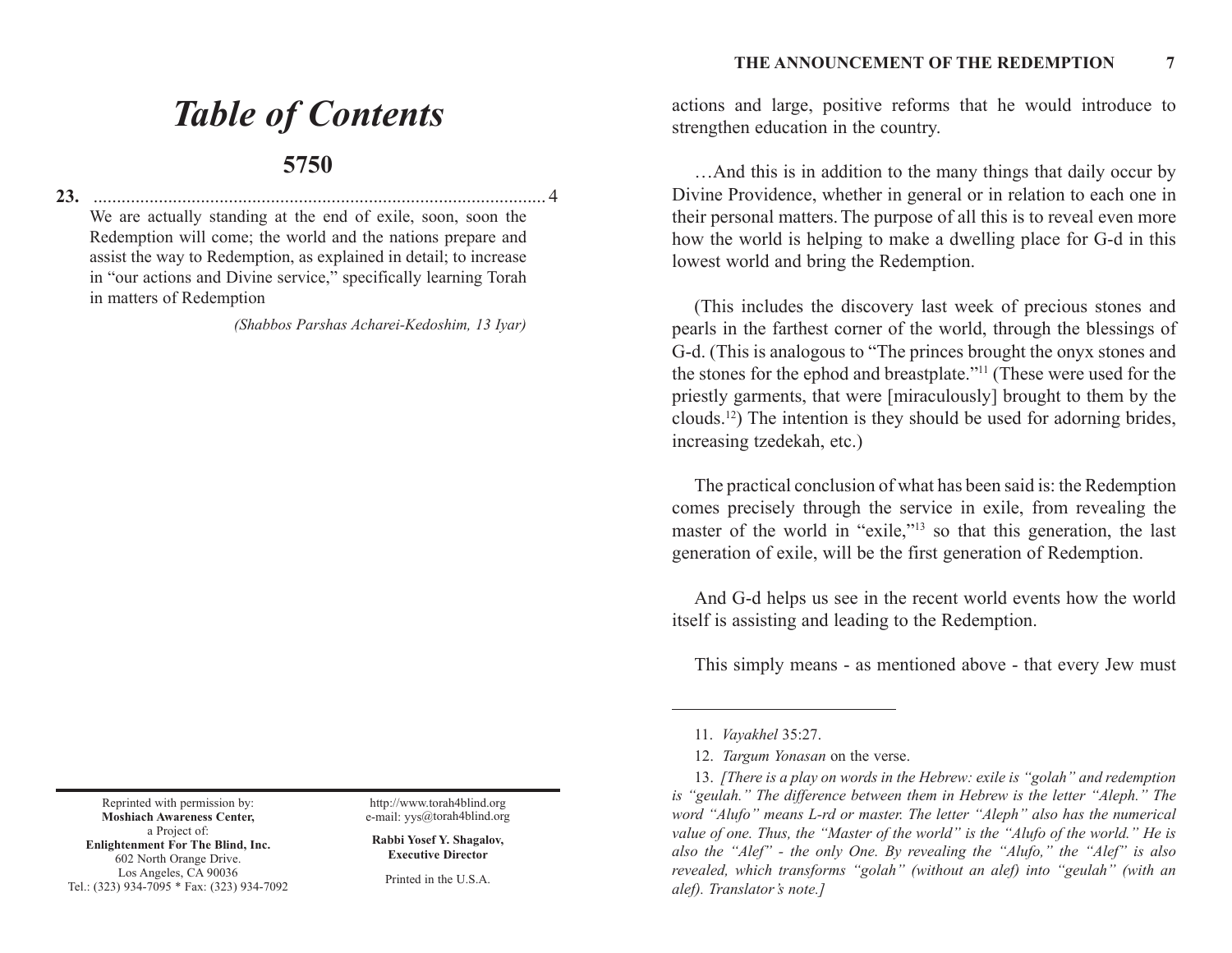# *Table of Contents*

## 5750

**23.** ................................................................................................ 4

We are actually standing at the end of exile, soon, soon the Redemption will come; the world and the nations prepare and assist the way to Redemption, as explained in detail; to increase in "our actions and Divine service," specifically learning Torah in matters of Redemption

*(Shabbos Parshas Acharei-Kedoshim, 13 Iyar)*

Reprinted with permission by:
**Moshiach Awareness Center,**
a Project of:
**Enlightenment For The Blind, Inc.**
602 North Orange Drive.
Los Angeles, CA 90036
Tel.: (323) 934-7095 * Fax: (323) 934-7092

http://www.torah4blind.org
e-mail: yys@torah4blind.org

**Rabbi Yosef Y. Shagalov, Executive Director**

Printed in the U.S.A.

actions and large, positive reforms that he would introduce to strengthen education in the country.

…And this is in addition to the many things that daily occur by Divine Providence, whether in general or in relation to each one in their personal matters. The purpose of all this is to reveal even more how the world is helping to make a dwelling place for G-d in this lowest world and bring the Redemption.

(This includes the discovery last week of precious stones and pearls in the farthest corner of the world, through the blessings of G-d. (This is analogous to "The princes brought the onyx stones and the stones for the ephod and breastplate."[11] (These were used for the priestly garments, that were [miraculously] brought to them by the clouds.[12]) The intention is they should be used for adorning brides, increasing tzedekah, etc.)

The practical conclusion of what has been said is: the Redemption comes precisely through the service in exile, from revealing the master of the world in "exile,"[13] so that this generation, the last generation of exile, will be the first generation of Redemption.

And G-d helps us see in the recent world events how the world itself is assisting and leading to the Redemption.

This simply means - as mentioned above - that every Jew must

---

11. *Vayakhel* 35:27.

12. *Targum Yonasan* on the verse.

13. *[There is a play on words in the Hebrew: exile is "golah" and redemption is "geulah." The difference between them in Hebrew is the letter "Aleph." The word "Alufo" means L-rd or master. The letter "Aleph" also has the numerical value of one. Thus, the "Master of the world" is the "Alufo of the world." He is also the "Alef" - the only One. By revealing the "Alufo," the "Alef" is also revealed, which transforms "golah" (without an alef) into "geulah" (with an alef). Translator's note.]*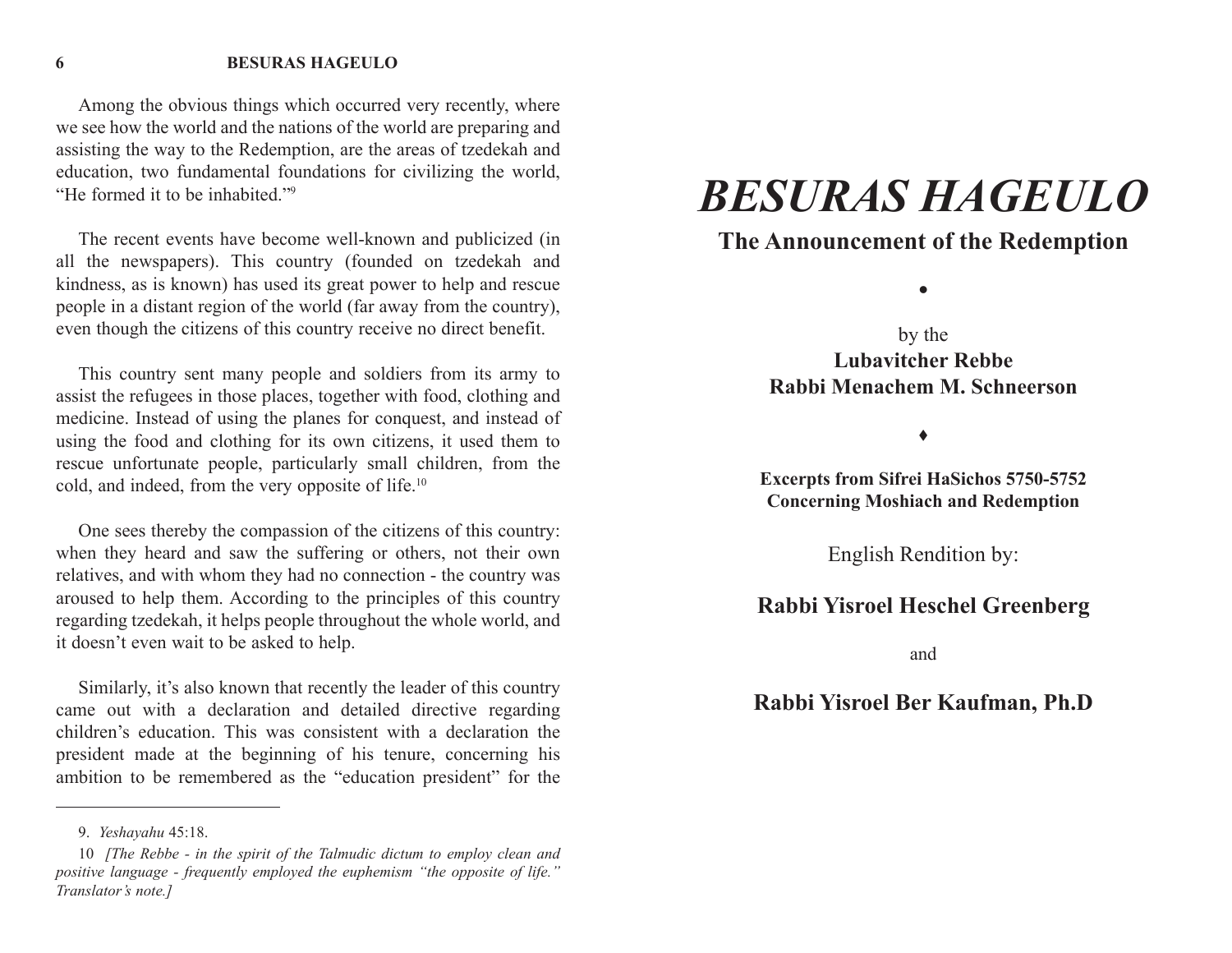Among the obvious things which occurred very recently, where we see how the world and the nations of the world are preparing and assisting the way to the Redemption, are the areas of tzedekah and education, two fundamental foundations for civilizing the world, "He formed it to be inhabited."[9]

The recent events have become well-known and publicized (in all the newspapers). This country (founded on tzedekah and kindness, as is known) has used its great power to help and rescue people in a distant region of the world (far away from the country), even though the citizens of this country receive no direct benefit.

This country sent many people and soldiers from its army to assist the refugees in those places, together with food, clothing and medicine. Instead of using the planes for conquest, and instead of using the food and clothing for its own citizens, it used them to rescue unfortunate people, particularly small children, from the cold, and indeed, from the very opposite of life.[10]

One sees thereby the compassion of the citizens of this country: when they heard and saw the suffering or others, not their own relatives, and with whom they had no connection - the country was aroused to help them. According to the principles of this country regarding tzedekah, it helps people throughout the whole world, and it doesn't even wait to be asked to help.

Similarly, it's also known that recently the leader of this country came out with a declaration and detailed directive regarding children's education. This was consistent with a declaration the president made at the beginning of his tenure, concerning his ambition to be remembered as the "education president" for the

---

9. *Yeshayahu* 45:18.

10 *[The Rebbe - in the spirit of the Talmudic dictum to employ clean and positive language - frequently employed the euphemism "the opposite of life." Translator's note.]*

# *BESURAS HAGEULO*

## The Announcement of the Redemption

•

by the

**Lubavitcher Rebbe**
**Rabbi Menachem M. Schneerson**

♦

**Excerpts from Sifrei HaSichos 5750-5752**
**Concerning Moshiach and Redemption**

English Rendition by:

**Rabbi Yisroel Heschel Greenberg**

and

**Rabbi Yisroel Ber Kaufman, Ph.D**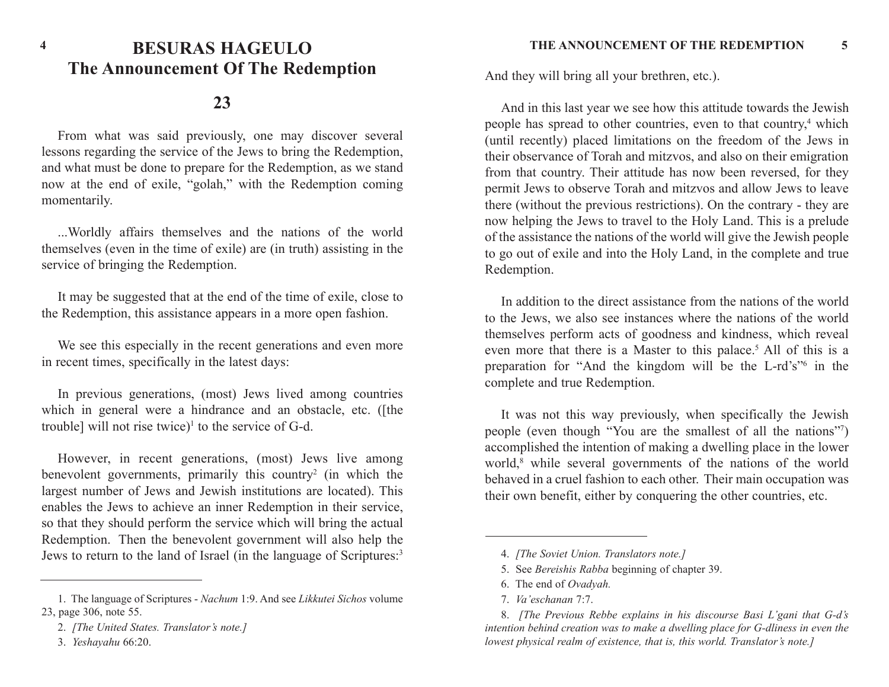# BESURAS HAGEULO
## The Announcement Of The Redemption

## 23

From what was said previously, one may discover several lessons regarding the service of the Jews to bring the Redemption, and what must be done to prepare for the Redemption, as we stand now at the end of exile, "golah," with the Redemption coming momentarily.

...Worldly affairs themselves and the nations of the world themselves (even in the time of exile) are (in truth) assisting in the service of bringing the Redemption.

It may be suggested that at the end of the time of exile, close to the Redemption, this assistance appears in a more open fashion.

We see this especially in the recent generations and even more in recent times, specifically in the latest days:

In previous generations, (most) Jews lived among countries which in general were a hindrance and an obstacle, etc. ([the trouble] will not rise twice)[1] to the service of G-d.

However, in recent generations, (most) Jews live among benevolent governments, primarily this country[2] (in which the largest number of Jews and Jewish institutions are located). This enables the Jews to achieve an inner Redemption in their service, so that they should perform the service which will bring the actual Redemption. Then the benevolent government will also help the Jews to return to the land of Israel (in the language of Scriptures:[3] And they will bring all your brethren, etc.).

And in this last year we see how this attitude towards the Jewish people has spread to other countries, even to that country,[4] which (until recently) placed limitations on the freedom of the Jews in their observance of Torah and mitzvos, and also on their emigration from that country. Their attitude has now been reversed, for they permit Jews to observe Torah and mitzvos and allow Jews to leave there (without the previous restrictions). On the contrary - they are now helping the Jews to travel to the Holy Land. This is a prelude of the assistance the nations of the world will give the Jewish people to go out of exile and into the Holy Land, in the complete and true Redemption.

In addition to the direct assistance from the nations of the world to the Jews, we also see instances where the nations of the world themselves perform acts of goodness and kindness, which reveal even more that there is a Master to this palace.[5] All of this is a preparation for "And the kingdom will be the L-rd's"[6] in the complete and true Redemption.

It was not this way previously, when specifically the Jewish people (even though "You are the smallest of all the nations"[7]) accomplished the intention of making a dwelling place in the lower world,[8] while several governments of the nations of the world behaved in a cruel fashion to each other. Their main occupation was their own benefit, either by conquering the other countries, etc.

---

1. The language of Scriptures - *Nachum* 1:9. And see *Likkutei Sichos* volume 23, page 306, note 55.

2. *[The United States. Translator's note.]*

3. *Yeshayahu* 66:20.

4. *[The Soviet Union. Translators note.]*

5. See *Bereishis Rabba* beginning of chapter 39.

6. The end of *Ovadyah.*

7. *Va'eschanan* 7:7.

8. *[The Previous Rebbe explains in his discourse Basi L'gani that G-d's intention behind creation was to make a dwelling place for G-dliness in even the lowest physical realm of existence, that is, this world. Translator's note.]*